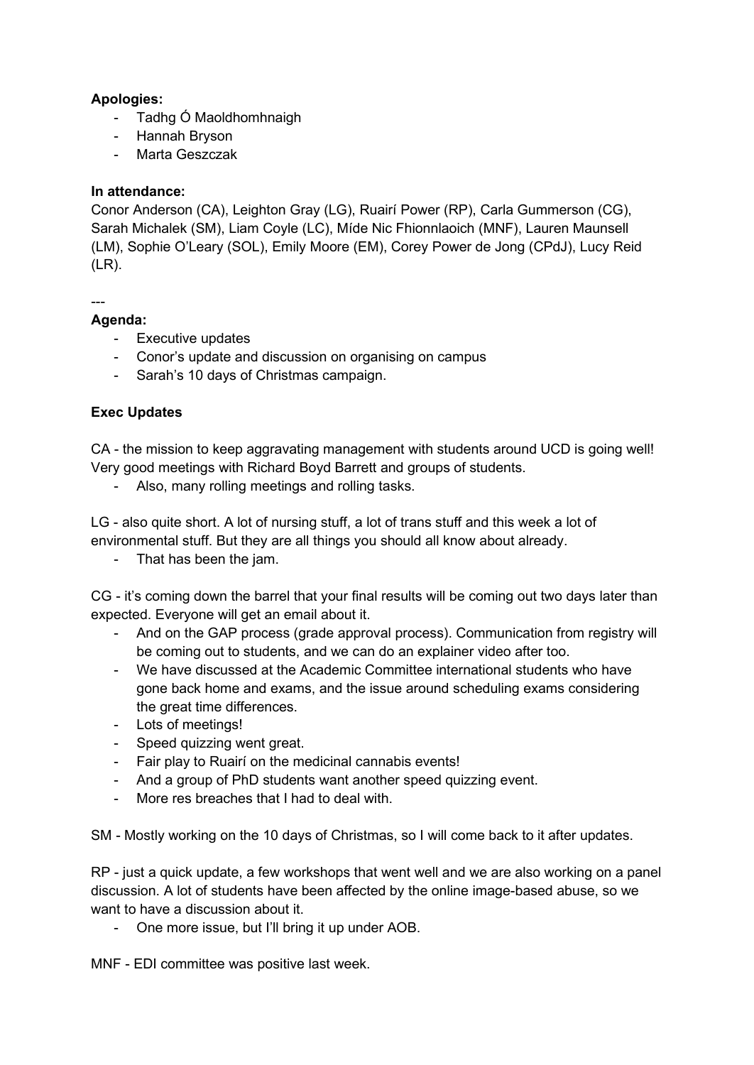**Apologies:**

- Tadhg Ó Maoldhomhnaigh
- Hannah Bryson
- Marta Geszczak

**In attendance:**

Conor Anderson (CA), Leighton Gray (LG), Ruairí Power (RP), Carla Gummerson (CG), Sarah Michalek (SM), Liam Coyle (LC), Míde Nic Fhionnlaoich (MNF), Lauren Maunsell (LM), Sophie O'Leary (SOL), Emily Moore (EM), Corey Power de Jong (CPdJ), Lucy Reid (LR).

---

**Agenda:**

- Executive updates
- Conor's update and discussion on organising on campus
- Sarah's 10 days of Christmas campaign.

**Exec Updates**

CA - the mission to keep aggravating management with students around UCD is going well! Very good meetings with Richard Boyd Barrett and groups of students.

- Also, many rolling meetings and rolling tasks.

LG - also quite short. A lot of nursing stuff, a lot of trans stuff and this week a lot of environmental stuff. But they are all things you should all know about already.

- That has been the jam.

CG - it's coming down the barrel that your final results will be coming out two days later than expected. Everyone will get an email about it.

- And on the GAP process (grade approval process). Communication from registry will be coming out to students, and we can do an explainer video after too.
- We have discussed at the Academic Committee international students who have gone back home and exams, and the issue around scheduling exams considering the great time differences.
- Lots of meetings!
- Speed quizzing went great.
- Fair play to Ruairí on the medicinal cannabis events!
- And a group of PhD students want another speed quizzing event.
- More res breaches that I had to deal with.

SM - Mostly working on the 10 days of Christmas, so I will come back to it after updates.

RP - just a quick update, a few workshops that went well and we are also working on a panel discussion. A lot of students have been affected by the online image-based abuse, so we want to have a discussion about it.

- One more issue, but I'll bring it up under AOB.

MNF - EDI committee was positive last week.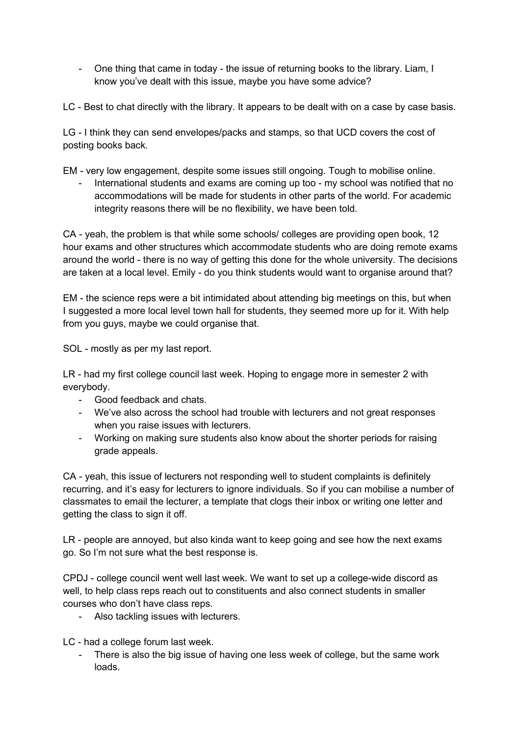- One thing that came in today - the issue of returning books to the library. Liam, I know you've dealt with this issue, maybe you have some advice?

LC - Best to chat directly with the library. It appears to be dealt with on a case by case basis.

LG - I think they can send envelopes/packs and stamps, so that UCD covers the cost of posting books back.

EM - very low engagement, despite some issues still ongoing. Tough to mobilise online.

- International students and exams are coming up too - my school was notified that no accommodations will be made for students in other parts of the world. For academic integrity reasons there will be no flexibility, we have been told.

CA - yeah, the problem is that while some schools/ colleges are providing open book, 12 hour exams and other structures which accommodate students who are doing remote exams around the world - there is no way of getting this done for the whole university. The decisions are taken at a local level. Emily - do you think students would want to organise around that?

EM - the science reps were a bit intimidated about attending big meetings on this, but when I suggested a more local level town hall for students, they seemed more up for it. With help from you guys, maybe we could organise that.

SOL - mostly as per my last report.

LR - had my first college council last week. Hoping to engage more in semester 2 with everybody.

- Good feedback and chats.
- We've also across the school had trouble with lecturers and not great responses when you raise issues with lecturers.
- Working on making sure students also know about the shorter periods for raising grade appeals.

CA - yeah, this issue of lecturers not responding well to student complaints is definitely recurring, and it's easy for lecturers to ignore individuals. So if you can mobilise a number of classmates to email the lecturer, a template that clogs their inbox or writing one letter and getting the class to sign it off.

LR - people are annoyed, but also kinda want to keep going and see how the next exams go. So I'm not sure what the best response is.

CPDJ - college council went well last week. We want to set up a college-wide discord as well, to help class reps reach out to constituents and also connect students in smaller courses who don't have class reps.

- Also tackling issues with lecturers.

LC - had a college forum last week.

- There is also the big issue of having one less week of college, but the same work loads.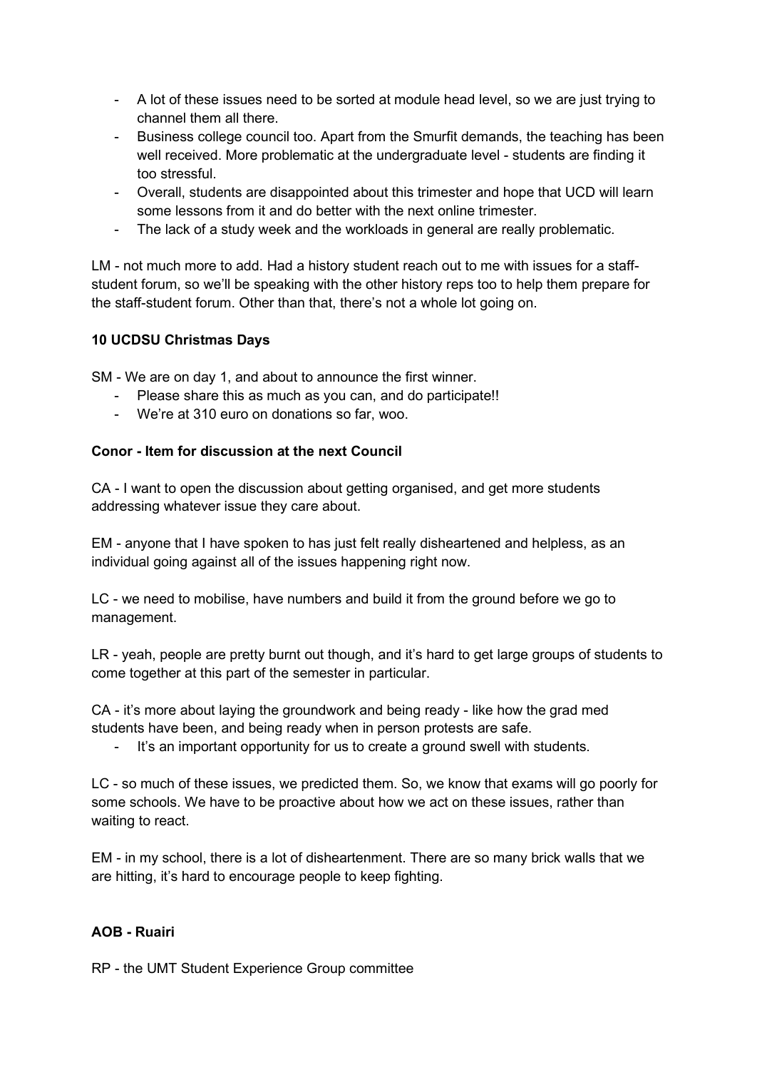- A lot of these issues need to be sorted at module head level, so we are just trying to channel them all there.
- Business college council too. Apart from the Smurfit demands, the teaching has been well received. More problematic at the undergraduate level - students are finding it too stressful.
- Overall, students are disappointed about this trimester and hope that UCD will learn some lessons from it and do better with the next online trimester.
- The lack of a study week and the workloads in general are really problematic.

LM - not much more to add. Had a history student reach out to me with issues for a staff-student forum, so we'll be speaking with the other history reps too to help them prepare for the staff-student forum. Other than that, there's not a whole lot going on.

**10 UCDSU Christmas Days**

SM - We are on day 1, and about to announce the first winner.

- Please share this as much as you can, and do participate!!
- We're at 310 euro on donations so far, woo.

**Conor - Item for discussion at the next Council**

CA - I want to open the discussion about getting organised, and get more students addressing whatever issue they care about.

EM - anyone that I have spoken to has just felt really disheartened and helpless, as an individual going against all of the issues happening right now.

LC - we need to mobilise, have numbers and build it from the ground before we go to management.

LR - yeah, people are pretty burnt out though, and it's hard to get large groups of students to come together at this part of the semester in particular.

CA - it's more about laying the groundwork and being ready - like how the grad med students have been, and being ready when in person protests are safe.

- It's an important opportunity for us to create a ground swell with students.

LC - so much of these issues, we predicted them. So, we know that exams will go poorly for some schools. We have to be proactive about how we act on these issues, rather than waiting to react.

EM - in my school, there is a lot of disheartenment. There are so many brick walls that we are hitting, it's hard to encourage people to keep fighting.

**AOB - Ruairi**

RP - the UMT Student Experience Group committee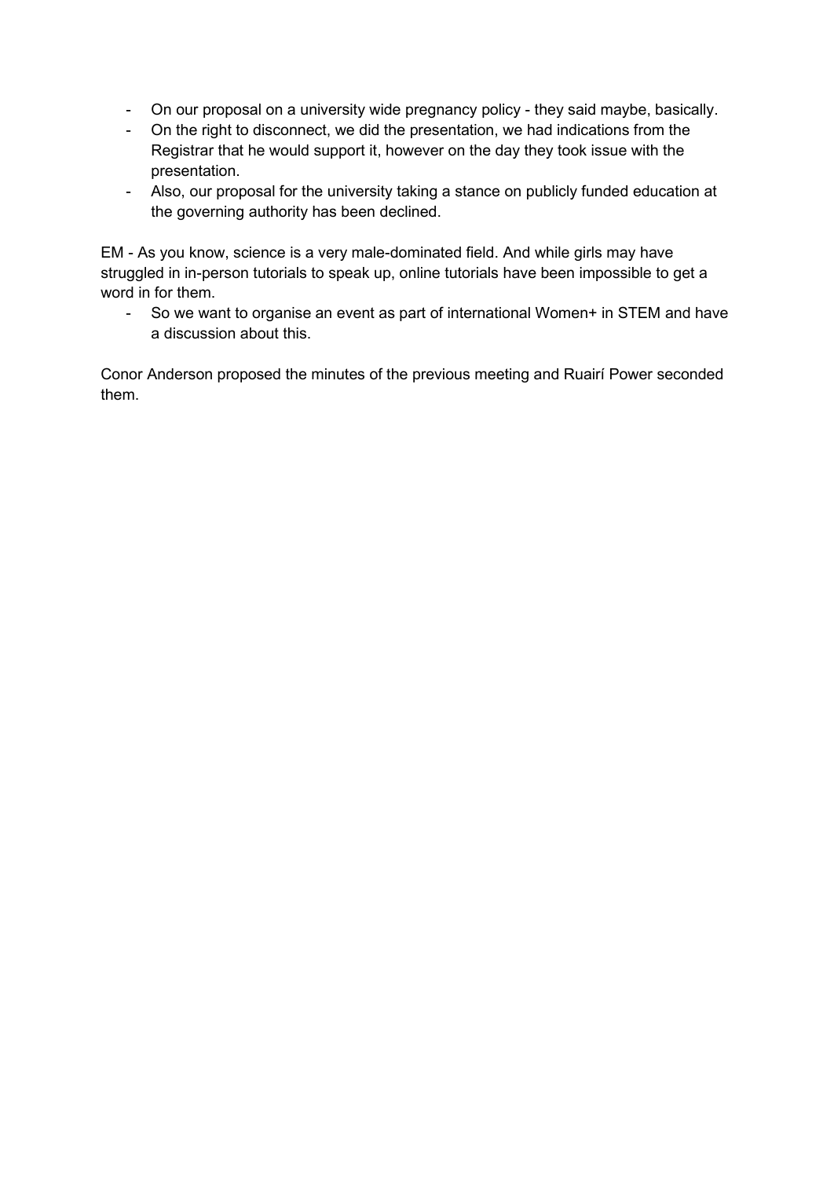- On our proposal on a university wide pregnancy policy - they said maybe, basically.
- On the right to disconnect, we did the presentation, we had indications from the Registrar that he would support it, however on the day they took issue with the presentation.
- Also, our proposal for the university taking a stance on publicly funded education at the governing authority has been declined.

EM - As you know, science is a very male-dominated field. And while girls may have struggled in in-person tutorials to speak up, online tutorials have been impossible to get a word in for them.

- So we want to organise an event as part of international Women+ in STEM and have a discussion about this.

Conor Anderson proposed the minutes of the previous meeting and Ruairí Power seconded them.